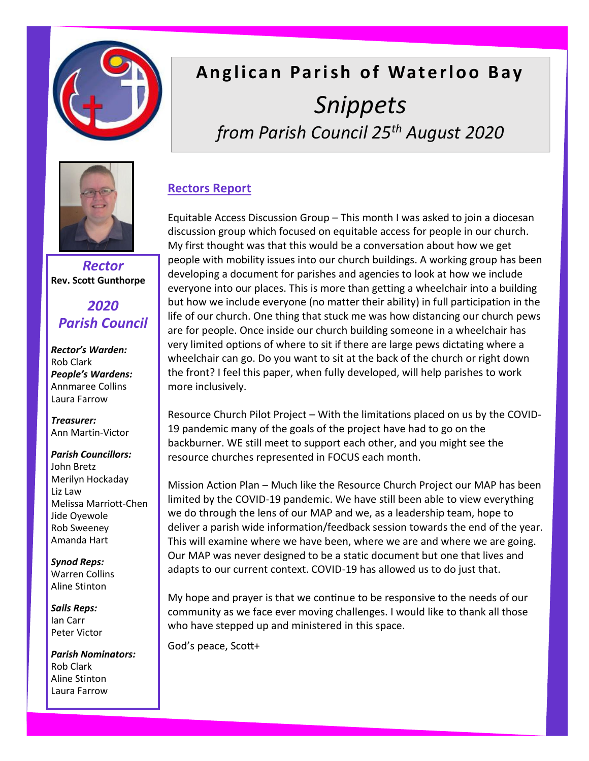# Anglican Parish of Waterloo Bay

## *Snippets*

### *from Parish Council 25th August 2020*

***Rector***
**Rev. Scott Gunthorpe**

***2020 Parish Council***

***Rector's Warden:***
Rob Clark

***People's Wardens:***
Annmaree Collins
Laura Farrow

***Treasurer:***
Ann Martin-Victor

***Parish Councillors:***
John Bretz
Merilyn Hockaday
Liz Law
Melissa Marriott-Chen
Jide Oyewole
Rob Sweeney
Amanda Hart

***Synod Reps:***
Warren Collins
Aline Stinton

***Sails Reps:***
Ian Carr
Peter Victor

***Parish Nominators:***
Rob Clark
Aline Stinton
Laura Farrow

## Rectors Report

Equitable Access Discussion Group – This month I was asked to join a diocesan discussion group which focused on equitable access for people in our church. My first thought was that this would be a conversation about how we get people with mobility issues into our church buildings. A working group has been developing a document for parishes and agencies to look at how we include everyone into our places. This is more than getting a wheelchair into a building but how we include everyone (no matter their ability) in full participation in the life of our church. One thing that stuck me was how distancing our church pews are for people. Once inside our church building someone in a wheelchair has very limited options of where to sit if there are large pews dictating where a wheelchair can go. Do you want to sit at the back of the church or right down the front? I feel this paper, when fully developed, will help parishes to work more inclusively.

Resource Church Pilot Project – With the limitations placed on us by the COVID-19 pandemic many of the goals of the project have had to go on the backburner. WE still meet to support each other, and you might see the resource churches represented in FOCUS each month.

Mission Action Plan – Much like the Resource Church Project our MAP has been limited by the COVID-19 pandemic. We have still been able to view everything we do through the lens of our MAP and we, as a leadership team, hope to deliver a parish wide information/feedback session towards the end of the year. This will examine where we have been, where we are and where we are going. Our MAP was never designed to be a static document but one that lives and adapts to our current context. COVID-19 has allowed us to do just that.

My hope and prayer is that we continue to be responsive to the needs of our community as we face ever moving challenges. I would like to thank all those who have stepped up and ministered in this space.

God's peace, Scott+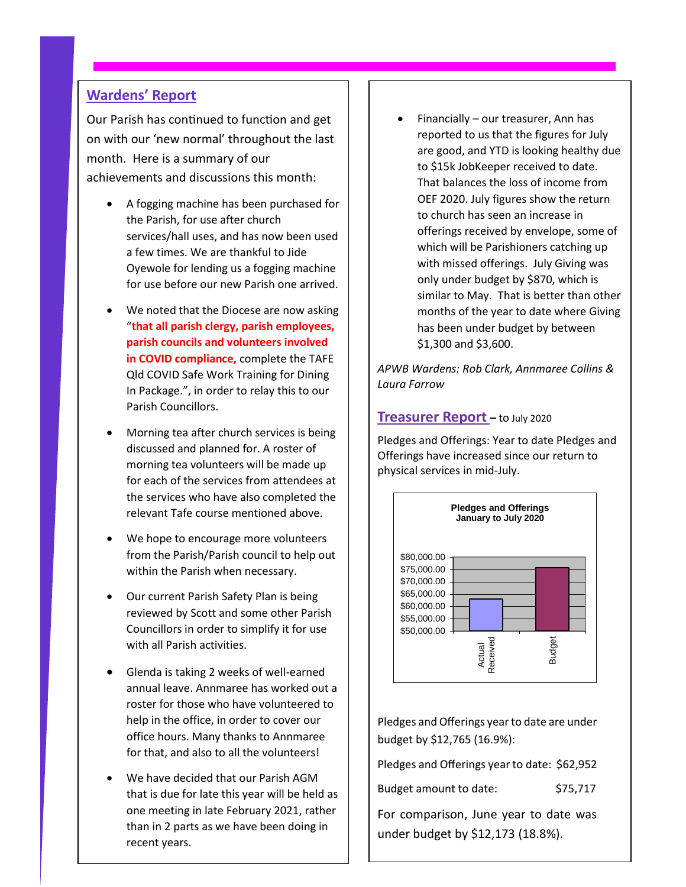## Wardens' Report

Our Parish has continued to function and get on with our 'new normal' throughout the last month. Here is a summary of our achievements and discussions this month:

- A fogging machine has been purchased for the Parish, for use after church services/hall uses, and has now been used a few times. We are thankful to Jide Oyewole for lending us a fogging machine for use before our new Parish one arrived.
- We noted that the Diocese are now asking "**that all parish clergy, parish employees, parish councils and volunteers involved in COVID compliance,** complete the TAFE Qld COVID Safe Work Training for Dining In Package.", in order to relay this to our Parish Councillors.
- Morning tea after church services is being discussed and planned for. A roster of morning tea volunteers will be made up for each of the services from attendees at the services who have also completed the relevant Tafe course mentioned above.
- We hope to encourage more volunteers from the Parish/Parish council to help out within the Parish when necessary.
- Our current Parish Safety Plan is being reviewed by Scott and some other Parish Councillors in order to simplify it for use with all Parish activities.
- Glenda is taking 2 weeks of well-earned annual leave. Annmaree has worked out a roster for those who have volunteered to help in the office, in order to cover our office hours. Many thanks to Annmaree for that, and also to all the volunteers!
- We have decided that our Parish AGM that is due for late this year will be held as one meeting in late February 2021, rather than in 2 parts as we have been doing in recent years.
- Financially – our treasurer, Ann has reported to us that the figures for July are good, and YTD is looking healthy due to $15k JobKeeper received to date. That balances the loss of income from OEF 2020. July figures show the return to church has seen an increase in offerings received by envelope, some of which will be Parishioners catching up with missed offerings. July Giving was only under budget by $870, which is similar to May. That is better than other months of the year to date where Giving has been under budget by between $1,300 and $3,600.

*APWB Wardens: Rob Clark, Annmaree Collins & Laura Farrow*

## Treasurer Report – to July 2020

Pledges and Offerings: Year to date Pledges and Offerings have increased since our return to physical services in mid-July.

**Pledges and Offerings**
**January to July 2020**

| | Amount |
|---|---|
| Actual Received | $62,952 |
| Budget | $75,717 |

Pledges and Offerings year to date are under budget by $12,765 (16.9%):

Pledges and Offerings year to date: $62,952

Budget amount to date: $75,717

For comparison, June year to date was under budget by $12,173 (18.8%).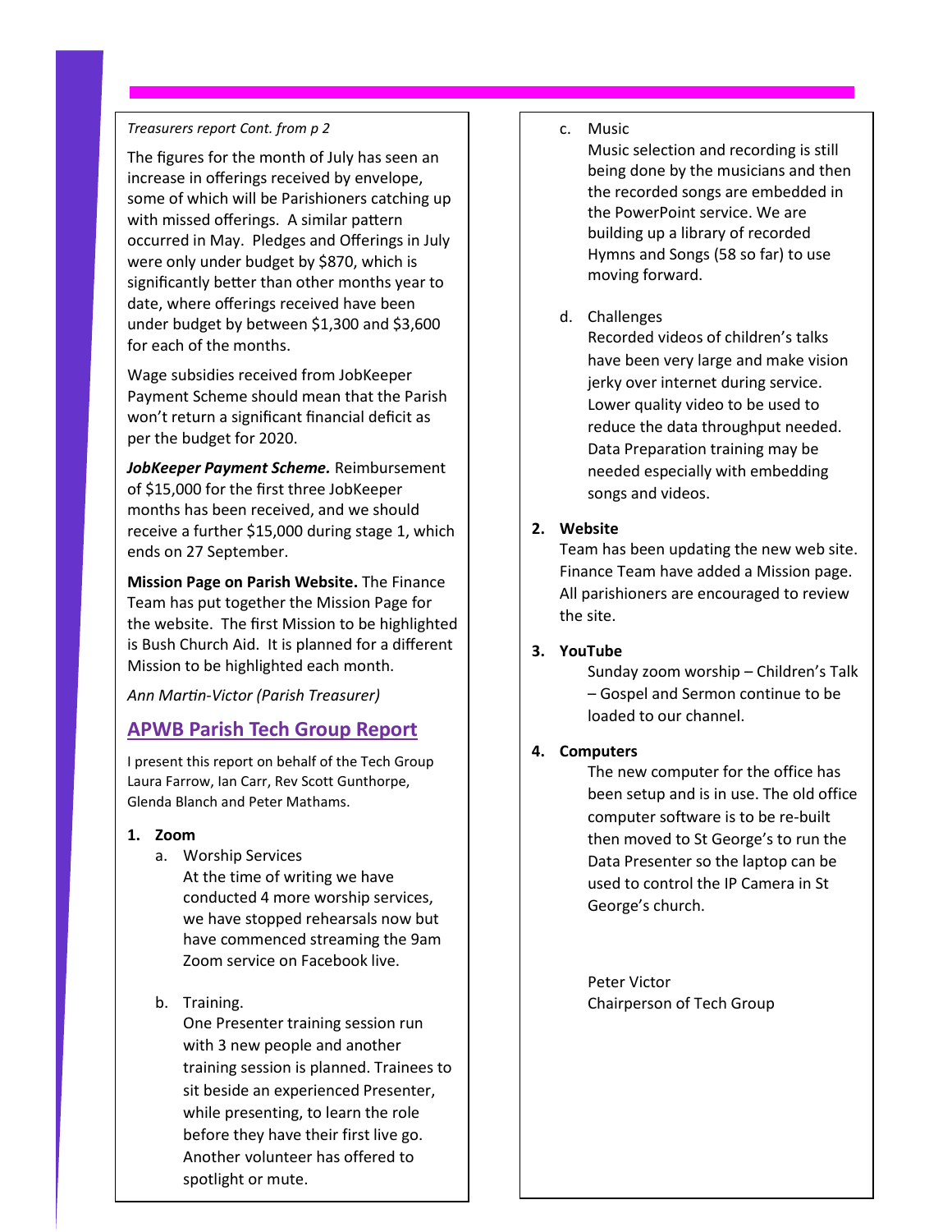*Treasurers report Cont. from p 2*

The figures for the month of July has seen an increase in offerings received by envelope, some of which will be Parishioners catching up with missed offerings. A similar pattern occurred in May. Pledges and Offerings in July were only under budget by $870, which is significantly better than other months year to date, where offerings received have been under budget by between $1,300 and $3,600 for each of the months.

Wage subsidies received from JobKeeper Payment Scheme should mean that the Parish won't return a significant financial deficit as per the budget for 2020.

***JobKeeper Payment Scheme.*** Reimbursement of $15,000 for the first three JobKeeper months has been received, and we should receive a further $15,000 during stage 1, which ends on 27 September.

**Mission Page on Parish Website.** The Finance Team has put together the Mission Page for the website. The first Mission to be highlighted is Bush Church Aid. It is planned for a different Mission to be highlighted each month.

*Ann Martin-Victor (Parish Treasurer)*

## APWB Parish Tech Group Report

I present this report on behalf of the Tech Group Laura Farrow, Ian Carr, Rev Scott Gunthorpe, Glenda Blanch and Peter Mathams.

1. **Zoom**
   a. Worship Services
      At the time of writing we have conducted 4 more worship services, we have stopped rehearsals now but have commenced streaming the 9am Zoom service on Facebook live.

   b. Training.
      One Presenter training session run with 3 new people and another training session is planned. Trainees to sit beside an experienced Presenter, while presenting, to learn the role before they have their first live go. Another volunteer has offered to spotlight or mute.

   c. Music
      Music selection and recording is still being done by the musicians and then the recorded songs are embedded in the PowerPoint service. We are building up a library of recorded Hymns and Songs (58 so far) to use moving forward.

   d. Challenges
      Recorded videos of children's talks have been very large and make vision jerky over internet during service. Lower quality video to be used to reduce the data throughput needed. Data Preparation training may be needed especially with embedding songs and videos.

2. **Website**
   Team has been updating the new web site. Finance Team have added a Mission page. All parishioners are encouraged to review the site.

3. **YouTube**
   Sunday zoom worship – Children's Talk – Gospel and Sermon continue to be loaded to our channel.

4. **Computers**
   The new computer for the office has been setup and is in use. The old office computer software is to be re-built then moved to St George's to run the Data Presenter so the laptop can be used to control the IP Camera in St George's church.

Peter Victor
Chairperson of Tech Group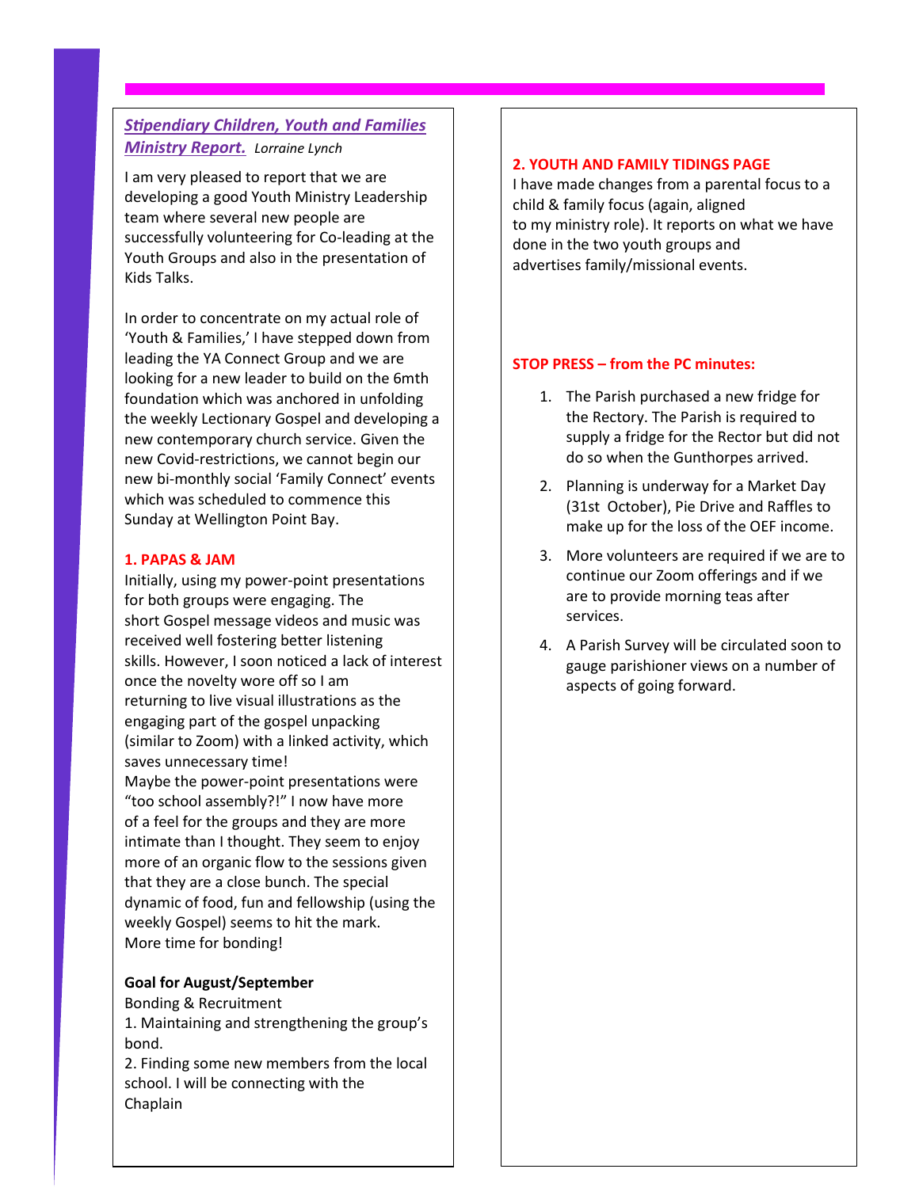## *Stipendiary Children, Youth and Families Ministry Report.* *Lorraine Lynch*

I am very pleased to report that we are developing a good Youth Ministry Leadership team where several new people are successfully volunteering for Co-leading at the Youth Groups and also in the presentation of Kids Talks.

In order to concentrate on my actual role of 'Youth & Families,' I have stepped down from leading the YA Connect Group and we are looking for a new leader to build on the 6mth foundation which was anchored in unfolding the weekly Lectionary Gospel and developing a new contemporary church service. Given the new Covid-restrictions, we cannot begin our new bi-monthly social 'Family Connect' events which was scheduled to commence this Sunday at Wellington Point Bay.

### 1. PAPAS & JAM

Initially, using my power-point presentations for both groups were engaging. The short Gospel message videos and music was received well fostering better listening skills. However, I soon noticed a lack of interest once the novelty wore off so I am returning to live visual illustrations as the engaging part of the gospel unpacking (similar to Zoom) with a linked activity, which saves unnecessary time!
Maybe the power-point presentations were "too school assembly?!" I now have more of a feel for the groups and they are more intimate than I thought. They seem to enjoy more of an organic flow to the sessions given that they are a close bunch. The special dynamic of food, fun and fellowship (using the weekly Gospel) seems to hit the mark.
More time for bonding!

**Goal for August/September**
Bonding & Recruitment
1. Maintaining and strengthening the group's bond.
2. Finding some new members from the local school. I will be connecting with the Chaplain

### 2. YOUTH AND FAMILY TIDINGS PAGE

I have made changes from a parental focus to a child & family focus (again, aligned to my ministry role). It reports on what we have done in the two youth groups and advertises family/missional events.

### STOP PRESS – from the PC minutes:

1. The Parish purchased a new fridge for the Rectory. The Parish is required to supply a fridge for the Rector but did not do so when the Gunthorpes arrived.
2. Planning is underway for a Market Day (31st October), Pie Drive and Raffles to make up for the loss of the OEF income.
3. More volunteers are required if we are to continue our Zoom offerings and if we are to provide morning teas after services.
4. A Parish Survey will be circulated soon to gauge parishioner views on a number of aspects of going forward.